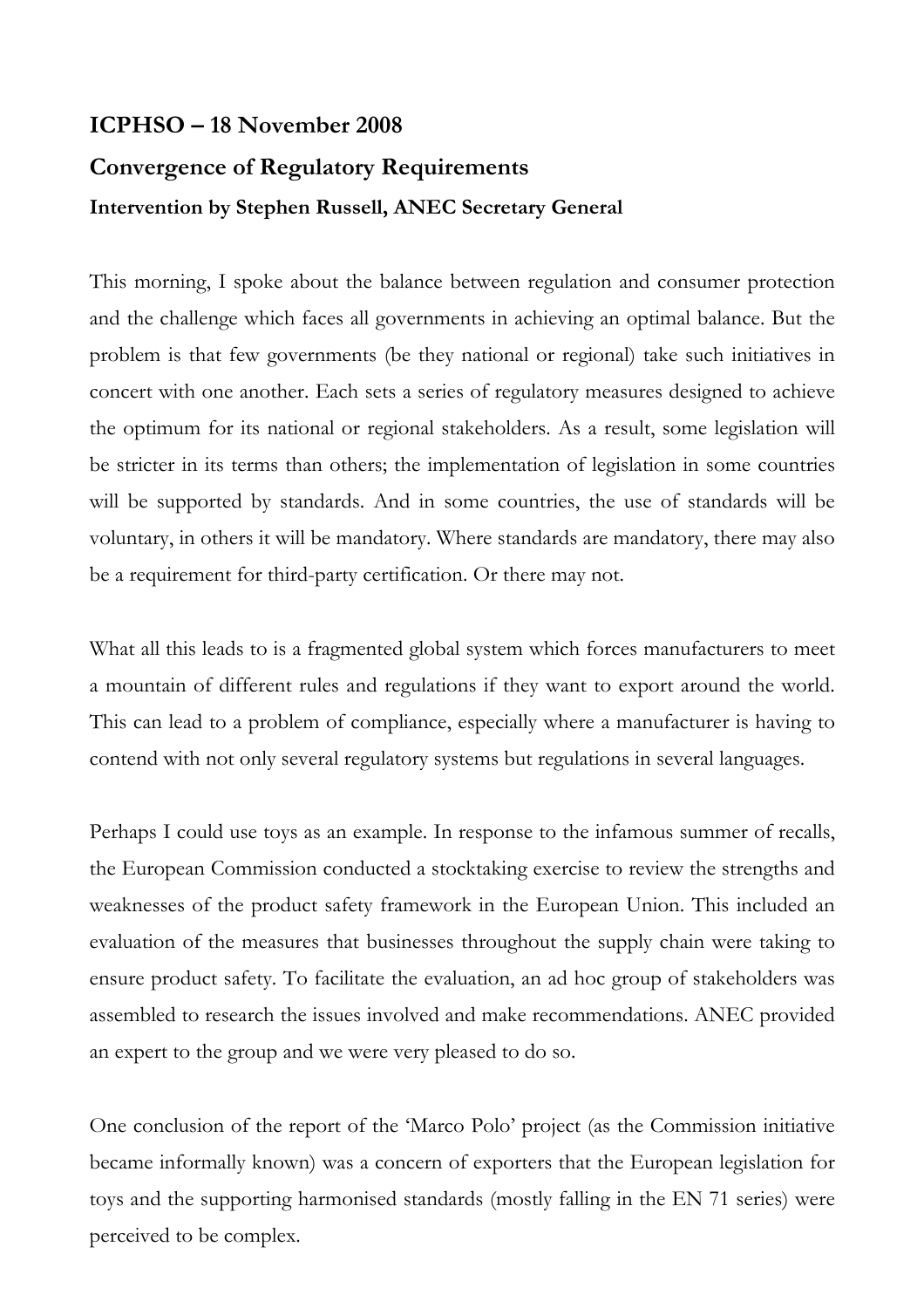## ICPHSO – 18 November 2008

## Convergence of Regulatory Requirements

### Intervention by Stephen Russell, ANEC Secretary General

This morning, I spoke about the balance between regulation and consumer protection and the challenge which faces all governments in achieving an optimal balance. But the problem is that few governments (be they national or regional) take such initiatives in concert with one another. Each sets a series of regulatory measures designed to achieve the optimum for its national or regional stakeholders. As a result, some legislation will be stricter in its terms than others; the implementation of legislation in some countries will be supported by standards. And in some countries, the use of standards will be voluntary, in others it will be mandatory. Where standards are mandatory, there may also be a requirement for third-party certification. Or there may not.

What all this leads to is a fragmented global system which forces manufacturers to meet a mountain of different rules and regulations if they want to export around the world. This can lead to a problem of compliance, especially where a manufacturer is having to contend with not only several regulatory systems but regulations in several languages.

Perhaps I could use toys as an example. In response to the infamous summer of recalls, the European Commission conducted a stocktaking exercise to review the strengths and weaknesses of the product safety framework in the European Union. This included an evaluation of the measures that businesses throughout the supply chain were taking to ensure product safety. To facilitate the evaluation, an ad hoc group of stakeholders was assembled to research the issues involved and make recommendations. ANEC provided an expert to the group and we were very pleased to do so.

One conclusion of the report of the 'Marco Polo' project (as the Commission initiative became informally known) was a concern of exporters that the European legislation for toys and the supporting harmonised standards (mostly falling in the EN 71 series) were perceived to be complex.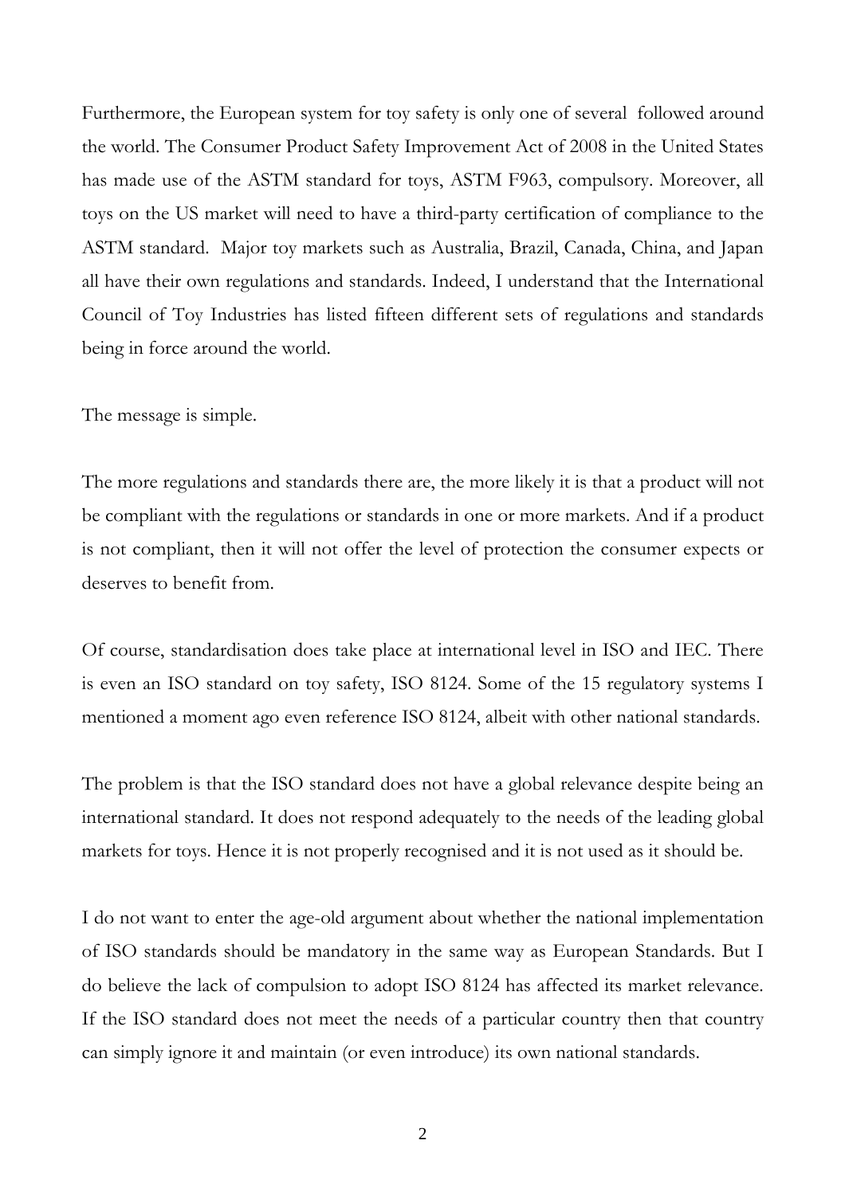Furthermore, the European system for toy safety is only one of several followed around the world. The Consumer Product Safety Improvement Act of 2008 in the United States has made use of the ASTM standard for toys, ASTM F963, compulsory. Moreover, all toys on the US market will need to have a third-party certification of compliance to the ASTM standard. Major toy markets such as Australia, Brazil, Canada, China, and Japan all have their own regulations and standards. Indeed, I understand that the International Council of Toy Industries has listed fifteen different sets of regulations and standards being in force around the world.

The message is simple.

The more regulations and standards there are, the more likely it is that a product will not be compliant with the regulations or standards in one or more markets. And if a product is not compliant, then it will not offer the level of protection the consumer expects or deserves to benefit from.

Of course, standardisation does take place at international level in ISO and IEC. There is even an ISO standard on toy safety, ISO 8124. Some of the 15 regulatory systems I mentioned a moment ago even reference ISO 8124, albeit with other national standards.

The problem is that the ISO standard does not have a global relevance despite being an international standard. It does not respond adequately to the needs of the leading global markets for toys. Hence it is not properly recognised and it is not used as it should be.

I do not want to enter the age-old argument about whether the national implementation of ISO standards should be mandatory in the same way as European Standards. But I do believe the lack of compulsion to adopt ISO 8124 has affected its market relevance. If the ISO standard does not meet the needs of a particular country then that country can simply ignore it and maintain (or even introduce) its own national standards.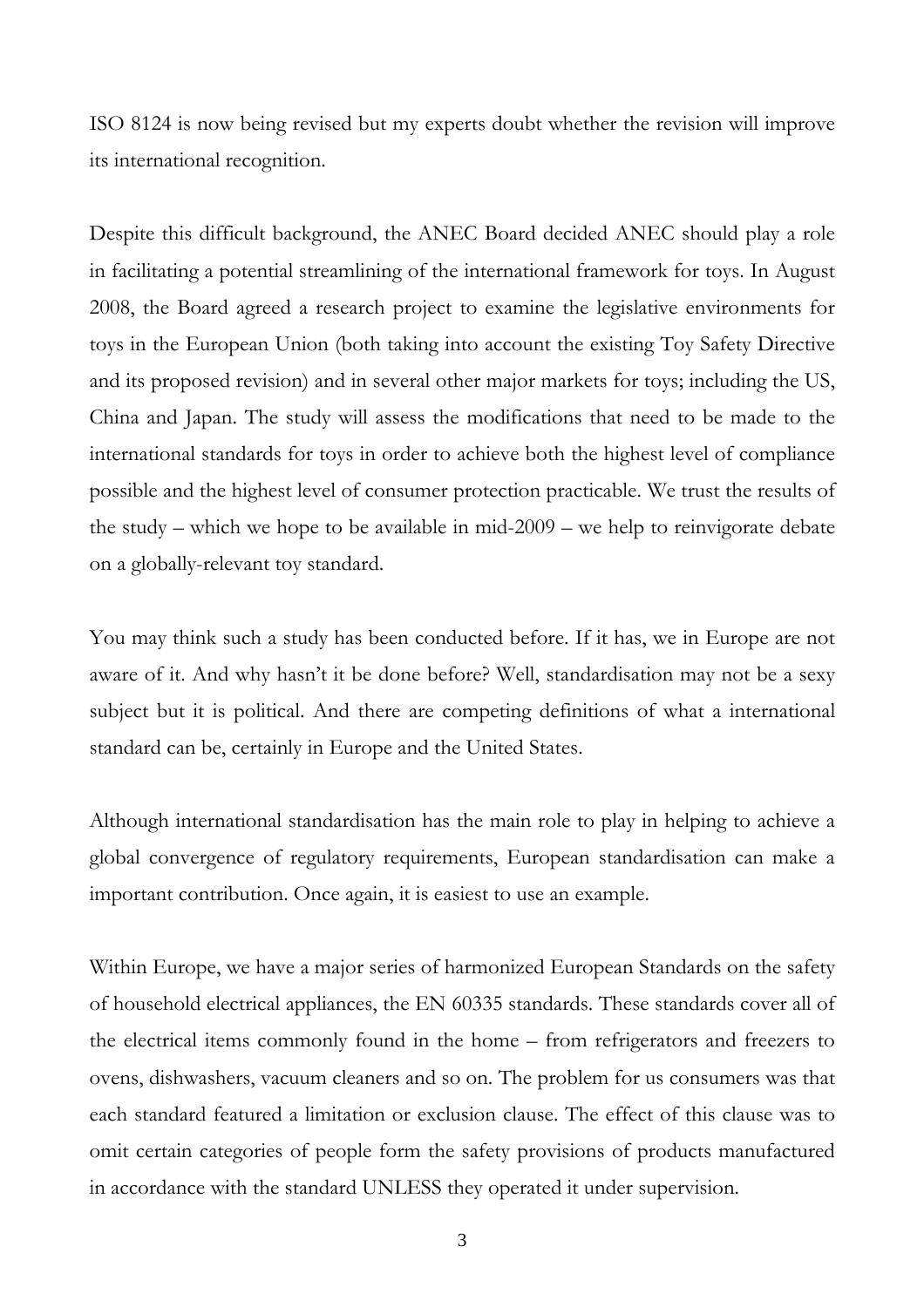ISO 8124 is now being revised but my experts doubt whether the revision will improve its international recognition.

Despite this difficult background, the ANEC Board decided ANEC should play a role in facilitating a potential streamlining of the international framework for toys. In August 2008, the Board agreed a research project to examine the legislative environments for toys in the European Union (both taking into account the existing Toy Safety Directive and its proposed revision) and in several other major markets for toys; including the US, China and Japan. The study will assess the modifications that need to be made to the international standards for toys in order to achieve both the highest level of compliance possible and the highest level of consumer protection practicable. We trust the results of the study – which we hope to be available in mid-2009 – we help to reinvigorate debate on a globally-relevant toy standard.

You may think such a study has been conducted before. If it has, we in Europe are not aware of it. And why hasn't it be done before? Well, standardisation may not be a sexy subject but it is political. And there are competing definitions of what a international standard can be, certainly in Europe and the United States.

Although international standardisation has the main role to play in helping to achieve a global convergence of regulatory requirements, European standardisation can make a important contribution. Once again, it is easiest to use an example.

Within Europe, we have a major series of harmonized European Standards on the safety of household electrical appliances, the EN 60335 standards. These standards cover all of the electrical items commonly found in the home – from refrigerators and freezers to ovens, dishwashers, vacuum cleaners and so on. The problem for us consumers was that each standard featured a limitation or exclusion clause. The effect of this clause was to omit certain categories of people form the safety provisions of products manufactured in accordance with the standard UNLESS they operated it under supervision.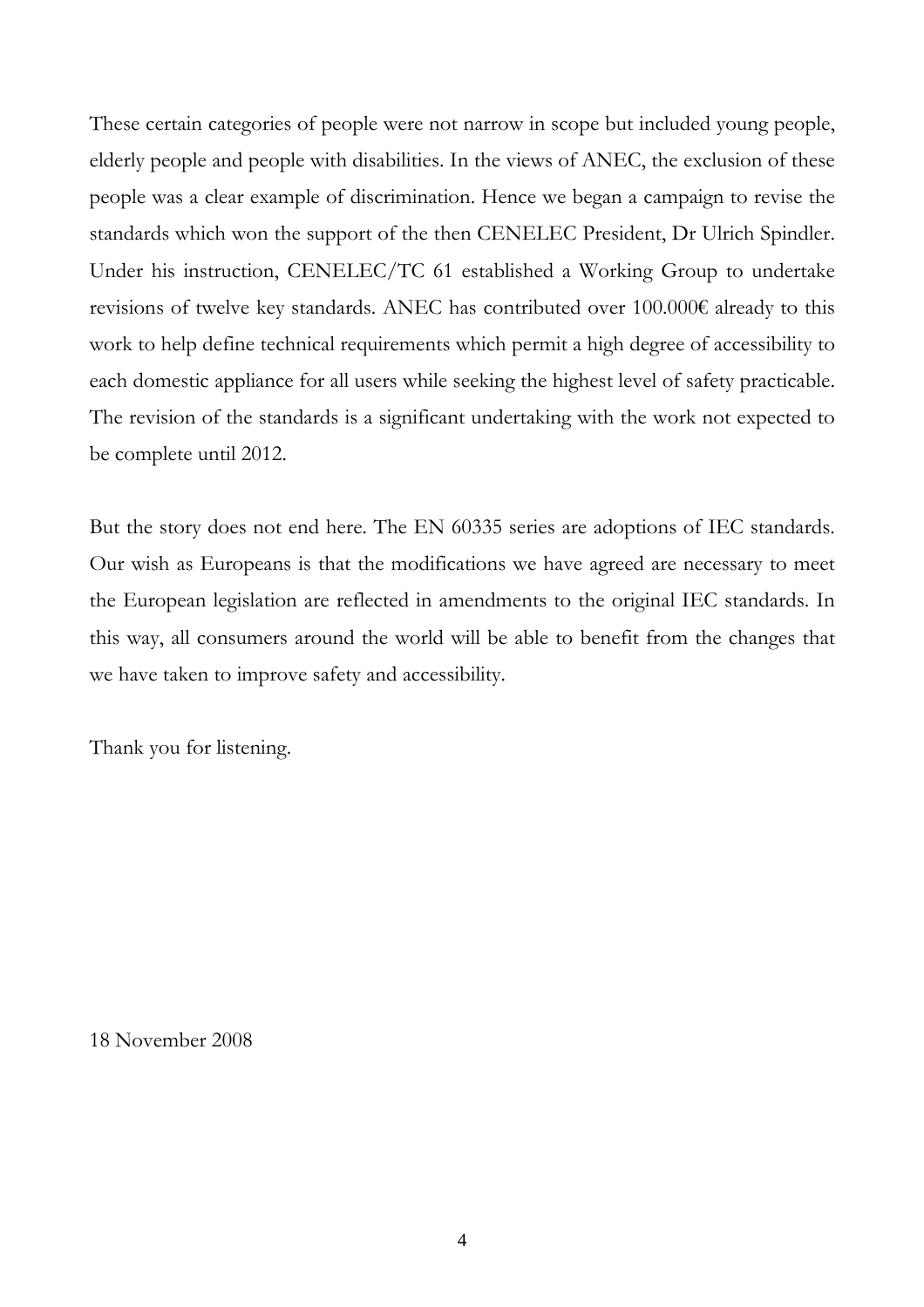These certain categories of people were not narrow in scope but included young people, elderly people and people with disabilities. In the views of ANEC, the exclusion of these people was a clear example of discrimination. Hence we began a campaign to revise the standards which won the support of the then CENELEC President, Dr Ulrich Spindler. Under his instruction, CENELEC/TC 61 established a Working Group to undertake revisions of twelve key standards. ANEC has contributed over 100.000€ already to this work to help define technical requirements which permit a high degree of accessibility to each domestic appliance for all users while seeking the highest level of safety practicable. The revision of the standards is a significant undertaking with the work not expected to be complete until 2012.

But the story does not end here. The EN 60335 series are adoptions of IEC standards. Our wish as Europeans is that the modifications we have agreed are necessary to meet the European legislation are reflected in amendments to the original IEC standards. In this way, all consumers around the world will be able to benefit from the changes that we have taken to improve safety and accessibility.

Thank you for listening.

18 November 2008